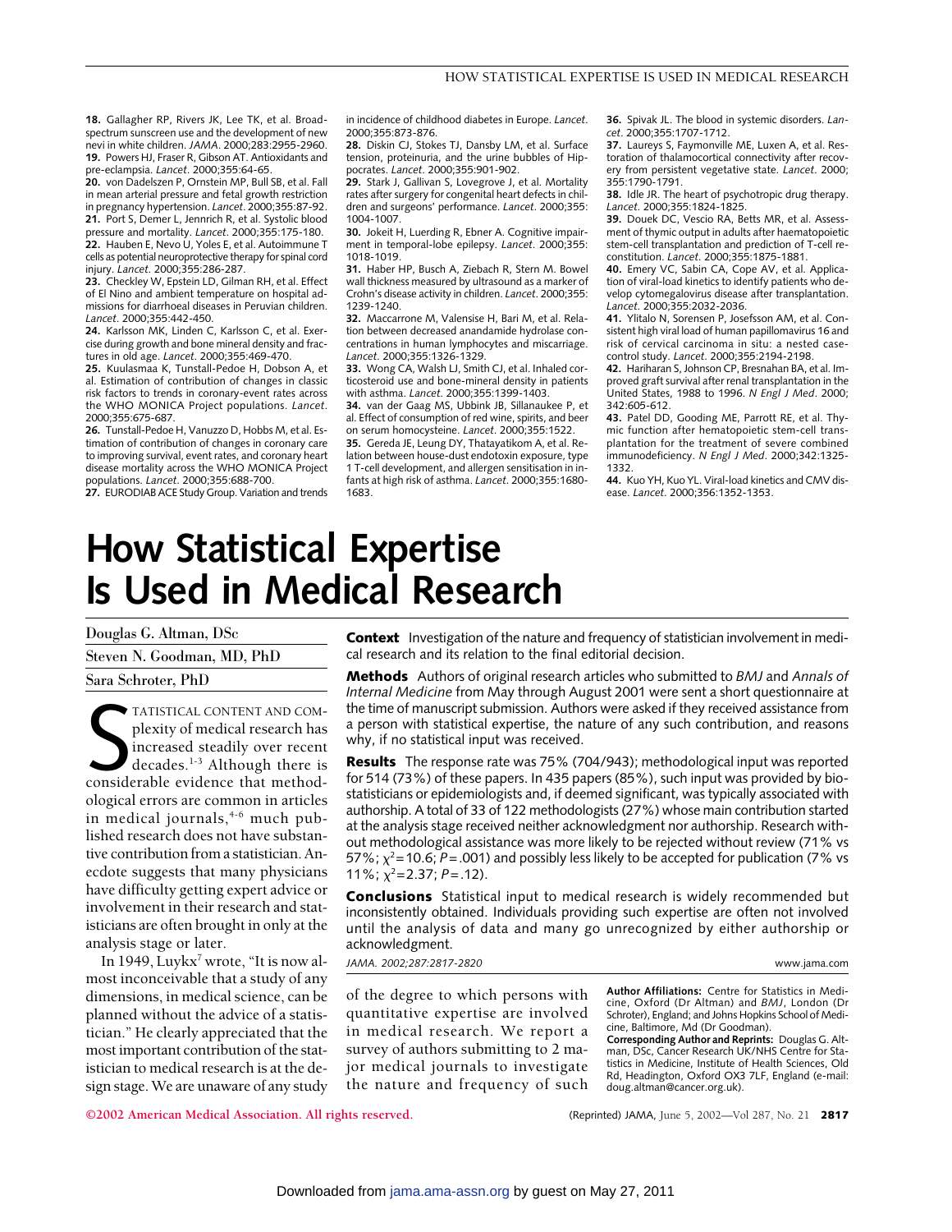18. Gallagher RP, Rivers JK, Lee TK, et al. Broad-spectrum sunscreen use and the development of new nevi in white children. *JAMA*. 2000;283:2955-2960.
19. Powers HJ, Fraser R, Gibson AT. Antioxidants and pre-eclampsia. *Lancet*. 2000;355:64-65.
20. von Dadelszen P, Ornstein MP, Bull SB, et al. Fall in mean arterial pressure and fetal growth restriction in pregnancy hypertension. *Lancet*. 2000;355:87-92.
21. Port S, Demer L, Jennrich R, et al. Systolic blood pressure and mortality. *Lancet*. 2000;355:175-180.
22. Hauben E, Nevo U, Yoles E, et al. Autoimmune T cells as potential neuroprotective therapy for spinal cord injury. *Lancet*. 2000;355:286-287.
23. Checkley W, Epstein LD, Gilman RH, et al. Effect of El Nino and ambient temperature on hospital admissions for diarrhoeal diseases in Peruvian children. *Lancet*. 2000;355:442-450.
24. Karlsson MK, Linden C, Karlsson C, et al. Exercise during growth and bone mineral density and fractures in old age. *Lancet*. 2000;355:469-470.
25. Kuulasmaa K, Tunstall-Pedoe H, Dobson A, et al. Estimation of contribution of changes in classic risk factors to trends in coronary-event rates across the WHO MONICA Project populations. *Lancet*. 2000;355:675-687.
26. Tunstall-Pedoe H, Vanuzzo D, Hobbs M, et al. Estimation of contribution of changes in coronary care to improving survival, event rates, and coronary heart disease mortality across the WHO MONICA Project populations. *Lancet*. 2000;355:688-700.
27. EURODIAB ACE Study Group. Variation and trends in incidence of childhood diabetes in Europe. *Lancet*. 2000;355:873-876.
28. Diskin CJ, Stokes TJ, Dansby LM, et al. Surface tension, proteinuria, and the urine bubbles of Hippocrates. *Lancet*. 2000;355:901-902.
29. Stark J, Gallivan S, Lovegrove J, et al. Mortality rates after surgery for congenital heart defects in children and surgeons' performance. *Lancet*. 2000;355:1004-1007.
30. Jokeit H, Luerding R, Ebner A. Cognitive impairment in temporal-lobe epilepsy. *Lancet*. 2000;355:1018-1019.
31. Haber HP, Busch A, Ziebach R, Stern M. Bowel wall thickness measured by ultrasound as a marker of Crohn's disease activity in children. *Lancet*. 2000;355:1239-1240.
32. Maccarrone M, Valensise H, Bari M, et al. Relation between decreased anandamide hydrolase concentrations in human lymphocytes and miscarriage. *Lancet*. 2000;355:1326-1329.
33. Wong CA, Walsh LJ, Smith CJ, et al. Inhaled corticosteroid use and bone-mineral density in patients with asthma. *Lancet*. 2000;355:1399-1403.
34. van der Gaag MS, Ubbink JB, Sillanaukee P, et al. Effect of consumption of red wine, spirits, and beer on serum homocysteine. *Lancet*. 2000;355:1522.
35. Gereda JE, Leung DY, Thatayatikom A, et al. Relation between house-dust endotoxin exposure, type 1 T-cell development, and allergen sensitisation in infants at high risk of asthma. *Lancet*. 2000;355:1680-1683.
36. Spivak JL. The blood in systemic disorders. *Lancet*. 2000;355:1707-1712.
37. Laureys S, Faymonville ME, Luxen A, et al. Restoration of thalamocortical connectivity after recovery from persistent vegetative state. *Lancet*. 2000;355:1790-1791.
38. Idle JR. The heart of psychotropic drug therapy. *Lancet*. 2000;355:1824-1825.
39. Douek DC, Vescio RA, Betts MR, et al. Assessment of thymic output in adults after haematopoietic stem-cell transplantation and prediction of T-cell reconstitution. *Lancet*. 2000;355:1875-1881.
40. Emery VC, Sabin CA, Cope AV, et al. Application of viral-load kinetics to identify patients who develop cytomegalovirus disease after transplantation. *Lancet*. 2000;355:2032-2036.
41. Ylitalo N, Sorensen P, Josefsson AM, et al. Consistent high viral load of human papillomavirus 16 and risk of cervical carcinoma in situ: a nested case-control study. *Lancet*. 2000;355:2194-2198.
42. Hariharan S, Johnson CP, Bresnahan BA, et al. Improved graft survival after renal transplantation in the United States, 1988 to 1996. *N Engl J Med*. 2000;342:605-612.
43. Patel DD, Gooding ME, Parrott RE, et al. Thymic function after hematopoietic stem-cell transplantation for the treatment of severe combined immunodeficiency. *N Engl J Med*. 2000;342:1325-1332.
44. Kuo YH, Kuo YL. Viral-load kinetics and CMV disease. *Lancet*. 2000;356:1352-1353.

# How Statistical Expertise Is Used in Medical Research

Douglas G. Altman, DSc

Steven N. Goodman, MD, PhD

Sara Schroter, PhD

**Context** Investigation of the nature and frequency of statistician involvement in medical research and its relation to the final editorial decision.

**Methods** Authors of original research articles who submitted to *BMJ* and *Annals of Internal Medicine* from May through August 2001 were sent a short questionnaire at the time of manuscript submission. Authors were asked if they received assistance from a person with statistical expertise, the nature of any such contribution, and reasons why, if no statistical input was received.

**Results** The response rate was 75% (704/943); methodological input was reported for 514 (73%) of these papers. In 435 papers (85%), such input was provided by biostatisticians or epidemiologists and, if deemed significant, was typically associated with authorship. A total of 33 of 122 methodologists (27%) whose main contribution started at the analysis stage received neither acknowledgment nor authorship. Research without methodological assistance was more likely to be rejected without review (71% vs 57%; $\chi^2$=10.6; *P*=.001) and possibly less likely to be accepted for publication (7% vs 11%; $\chi^2$=2.37; *P*=.12).

**Conclusions** Statistical input to medical research is widely recommended but inconsistently obtained. Individuals providing such expertise are often not involved until the analysis of data and many go unrecognized by either authorship or acknowledgment.

*JAMA. 2002;287:2817-2820*

STATISTICAL CONTENT AND COMPLEXITY of medical research has increased steadily over recent decades.[1-3] Although there is considerable evidence that methodological errors are common in articles in medical journals,[4-6] much published research does not have substantive contribution from a statistician. Anecdote suggests that many physicians have difficulty getting expert advice or involvement in their research and statisticians are often brought in only at the analysis stage or later.

In 1949, Luykx[7] wrote, "It is now almost inconceivable that a study of any dimensions, in medical science, can be planned without the advice of a statistician." He clearly appreciated that the most important contribution of the statistician to medical research is at the design stage. We are unaware of any study of the degree to which persons with quantitative expertise are involved in medical research. We report a survey of authors submitting to 2 major medical journals to investigate the nature and frequency of such

**Author Affiliations:** Centre for Statistics in Medicine, Oxford (Dr Altman) and *BMJ*, London (Dr Schroter), England; and Johns Hopkins School of Medicine, Baltimore, Md (Dr Goodman).

**Corresponding Author and Reprints:** Douglas G. Altman, DSc, Cancer Research UK/NHS Centre for Statistics in Medicine, Institute of Health Sciences, Old Rd, Headington, Oxford OX3 7LF, England (e-mail: doug.altman@cancer.org.uk).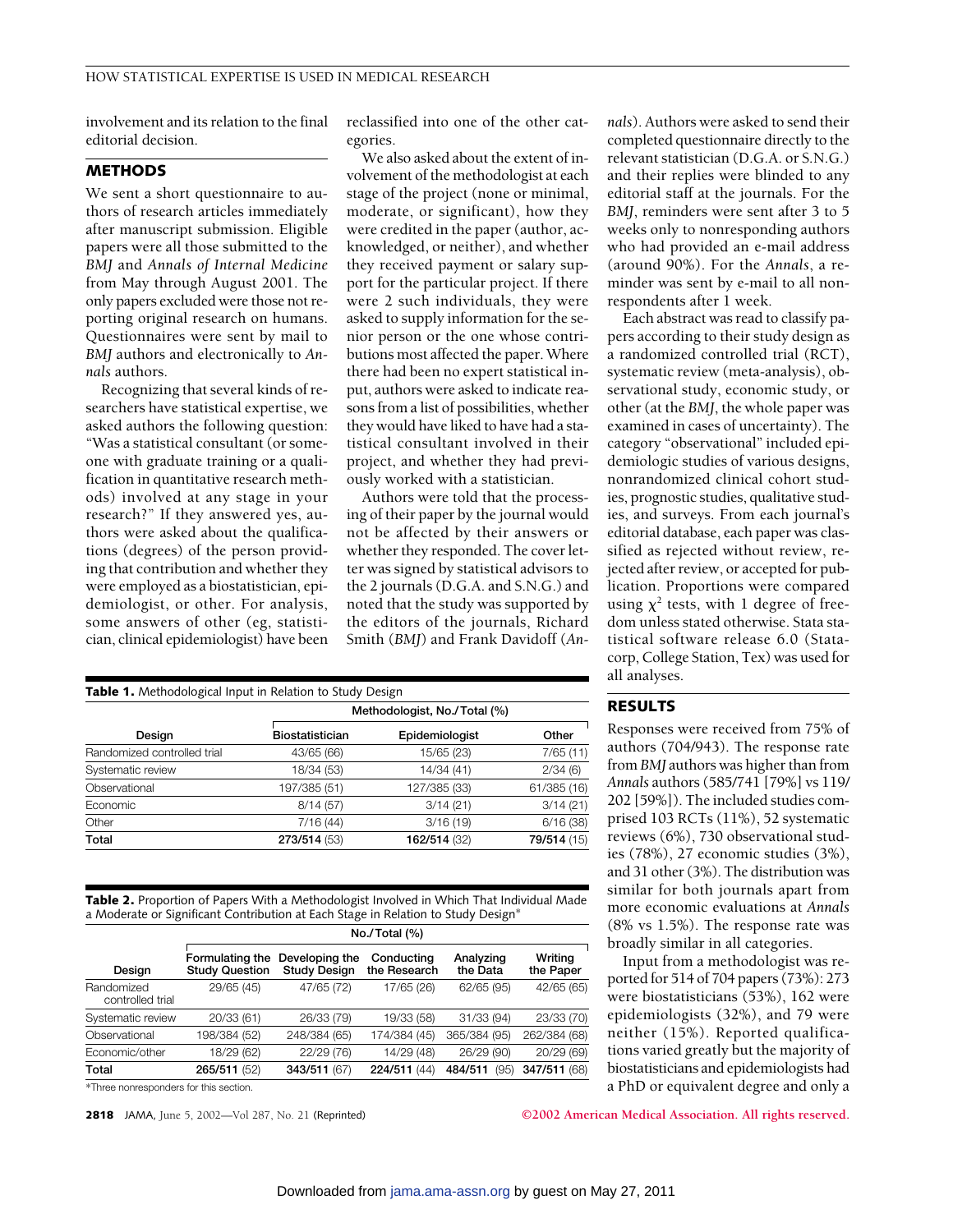involvement and its relation to the final editorial decision.

## METHODS

We sent a short questionnaire to authors of research articles immediately after manuscript submission. Eligible papers were all those submitted to the *BMJ* and *Annals of Internal Medicine* from May through August 2001. The only papers excluded were those not reporting original research on humans. Questionnaires were sent by mail to *BMJ* authors and electronically to *Annals* authors.

Recognizing that several kinds of researchers have statistical expertise, we asked authors the following question: "Was a statistical consultant (or someone with graduate training or a qualification in quantitative research methods) involved at any stage in your research?" If they answered yes, authors were asked about the qualifications (degrees) of the person providing that contribution and whether they were employed as a biostatistician, epidemiologist, or other. For analysis, some answers of other (eg, statistician, clinical epidemiologist) have been reclassified into one of the other categories.

We also asked about the extent of involvement of the methodologist at each stage of the project (none or minimal, moderate, or significant), how they were credited in the paper (author, acknowledged, or neither), and whether they received payment or salary support for the particular project. If there were 2 such individuals, they were asked to supply information for the senior person or the one whose contributions most affected the paper. Where there had been no expert statistical input, authors were asked to indicate reasons from a list of possibilities, whether they would have liked to have had a statistical consultant involved in their project, and whether they had previously worked with a statistician.

Authors were told that the processing of their paper by the journal would not be affected by their answers or whether they responded. The cover letter was signed by statistical advisors to the 2 journals (D.G.A. and S.N.G.) and noted that the study was supported by the editors of the journals, Richard Smith (*BMJ*) and Frank Davidoff (*Annals*). Authors were asked to send their completed questionnaire directly to the relevant statistician (D.G.A. or S.N.G.) and their replies were blinded to any editorial staff at the journals. For the *BMJ*, reminders were sent after 3 to 5 weeks only to nonresponding authors who had provided an e-mail address (around 90%). For the *Annals*, a reminder was sent by e-mail to all nonrespondents after 1 week.

Each abstract was read to classify papers according to their study design as a randomized controlled trial (RCT), systematic review (meta-analysis), observational study, economic study, or other (at the *BMJ*, the whole paper was examined in cases of uncertainty). The category "observational" included epidemiologic studies of various designs, nonrandomized clinical cohort studies, prognostic studies, qualitative studies, and surveys. From each journal's editorial database, each paper was classified as rejected without review, rejected after review, or accepted for publication. Proportions were compared using $\chi^2$ tests, with 1 degree of freedom unless stated otherwise. Stata statistical software release 6.0 (Statacorp, College Station, Tex) was used for all analyses.

**Table 1.** Methodological Input in Relation to Study Design

| Design | Methodologist, No./Total (%) | | |
|---|---|---|---|
| | Biostatistician | Epidemiologist | Other |
| Randomized controlled trial | 43/65 (66) | 15/65 (23) | 7/65 (11) |
| Systematic review | 18/34 (53) | 14/34 (41) | 2/34 (6) |
| Observational | 197/385 (51) | 127/385 (33) | 61/385 (16) |
| Economic | 8/14 (57) | 3/14 (21) | 3/14 (21) |
| Other | 7/16 (44) | 3/16 (19) | 6/16 (38) |
| **Total** | **273/514** (53) | **162/514** (32) | **79/514** (15) |

**Table 2.** Proportion of Papers With a Methodologist Involved in Which That Individual Made a Moderate or Significant Contribution at Each Stage in Relation to Study Design*

| Design | No./Total (%) | | | | |
|---|---|---|---|---|---|
| | Formulating the Study Question | Developing the Study Design | Conducting the Research | Analyzing the Data | Writing the Paper |
| Randomized controlled trial | 29/65 (45) | 47/65 (72) | 17/65 (26) | 62/65 (95) | 42/65 (65) |
| Systematic review | 20/33 (61) | 26/33 (79) | 19/33 (58) | 31/33 (94) | 23/33 (70) |
| Observational | 198/384 (52) | 248/384 (65) | 174/384 (45) | 365/384 (95) | 262/384 (68) |
| Economic/other | 18/29 (62) | 22/29 (76) | 14/29 (48) | 26/29 (90) | 20/29 (69) |
| **Total** | **265/511** (52) | **343/511** (67) | **224/511** (44) | **484/511** (95) | **347/511** (68) |

*Three nonresponders for this section.

## RESULTS

Responses were received from 75% of authors (704/943). The response rate from *BMJ* authors was higher than from *Annals* authors (585/741 [79%] vs 119/202 [59%]). The included studies comprised 103 RCTs (11%), 52 systematic reviews (6%), 730 observational studies (78%), 27 economic studies (3%), and 31 other (3%). The distribution was similar for both journals apart from more economic evaluations at *Annals* (8% vs 1.5%). The response rate was broadly similar in all categories.

Input from a methodologist was reported for 514 of 704 papers (73%): 273 were biostatisticians (53%), 162 were epidemiologists (32%), and 79 were neither (15%). Reported qualifications varied greatly but the majority of biostatisticians and epidemiologists had a PhD or equivalent degree and only a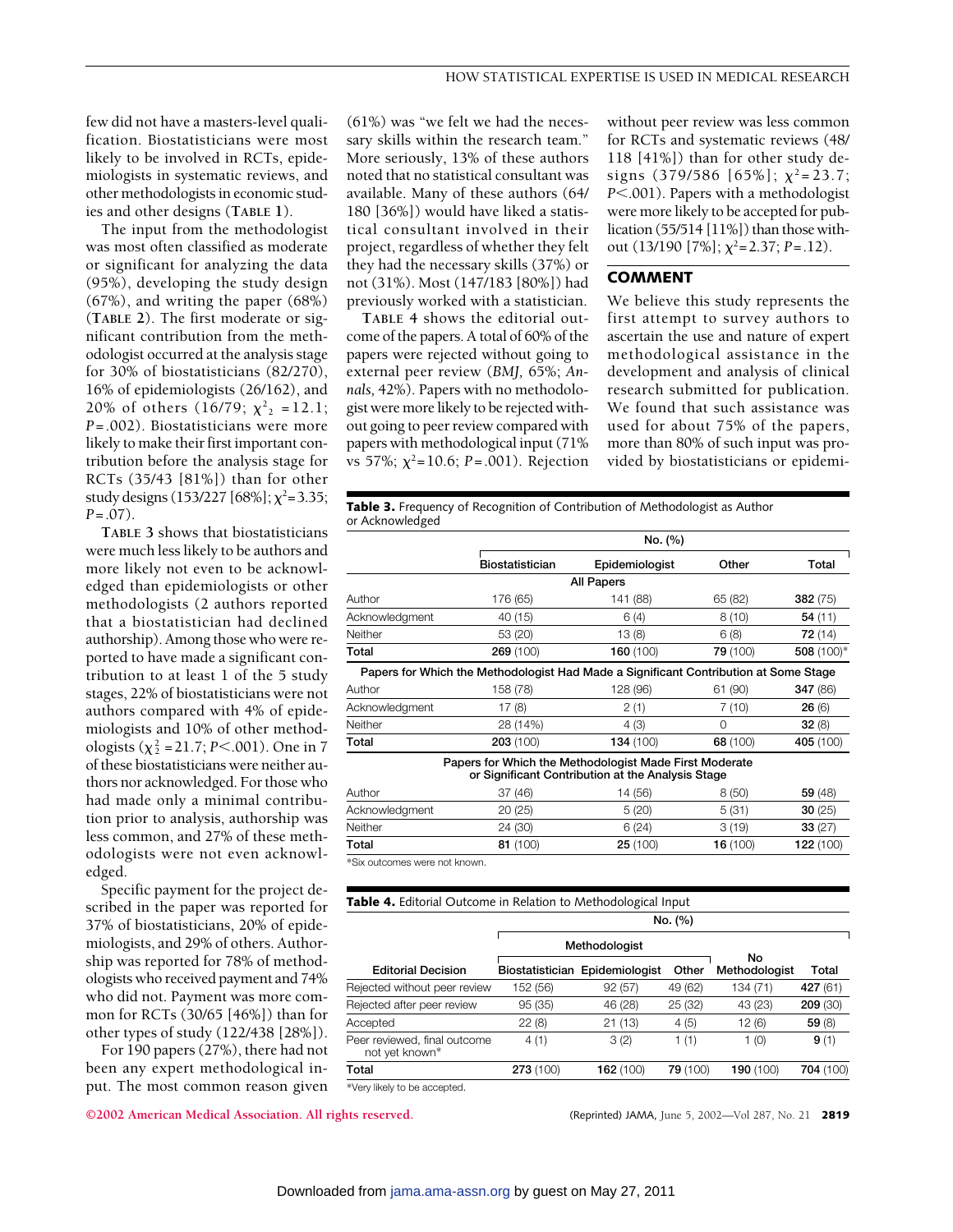few did not have a masters-level qualification. Biostatisticians were most likely to be involved in RCTs, epidemiologists in systematic reviews, and other methodologists in economic studies and other designs (**TABLE 1**).

The input from the methodologist was most often classified as moderate or significant for analyzing the data (95%), developing the study design (67%), and writing the paper (68%) (**TABLE 2**). The first moderate or significant contribution from the methodologist occurred at the analysis stage for 30% of biostatisticians (82/270), 16% of epidemiologists (26/162), and 20% of others (16/79; $\chi^2_2$ = 12.1; $P$ = .002). Biostatisticians were more likely to make their first important contribution before the analysis stage for RCTs (35/43 [81%]) than for other study designs (153/227 [68%]; $\chi^2$ = 3.35; $P$ = .07).

**TABLE 3** shows that biostatisticians were much less likely to be authors and more likely not even to be acknowledged than epidemiologists or other methodologists (2 authors reported that a biostatistician had declined authorship). Among those who were reported to have made a significant contribution to at least 1 of the 5 study stages, 22% of biostatisticians were not authors compared with 4% of epidemiologists and 10% of other methodologists ($\chi^2_2$ = 21.7; $P$ < .001). One in 7 of these biostatisticians were neither authors nor acknowledged. For those who had made only a minimal contribution prior to analysis, authorship was less common, and 27% of these methodologists were not even acknowledged.

Specific payment for the project described in the paper was reported for 37% of biostatisticians, 20% of epidemiologists, and 29% of others. Authorship was reported for 78% of methodologists who received payment and 74% who did not. Payment was more common for RCTs (30/65 [46%]) than for other types of study (122/438 [28%]).

For 190 papers (27%), there had not been any expert methodological input. The most common reason given (61%) was "we felt we had the necessary skills within the research team." More seriously, 13% of these authors noted that no statistical consultant was available. Many of these authors (64/180 [36%]) would have liked a statistical consultant involved in their project, regardless of whether they felt they had the necessary skills (37%) or not (31%). Most (147/183 [80%]) had previously worked with a statistician.

**TABLE 4** shows the editorial outcome of the papers. A total of 60% of the papers were rejected without going to external peer review (*BMJ*, 65%; *Annals*, 42%). Papers with no methodologist were more likely to be rejected without going to peer review compared with papers with methodological input (71% vs 57%; $\chi^2$ = 10.6; $P$ = .001). Rejection without peer review was less common for RCTs and systematic reviews (48/118 [41%]) than for other study designs (379/586 [65%]; $\chi^2$ = 23.7; $P$ < .001). Papers with a methodologist were more likely to be accepted for publication (55/514 [11%]) than those without (13/190 [7%]; $\chi^2$ = 2.37; $P$ = .12).

## COMMENT

We believe this study represents the first attempt to survey authors to ascertain the use and nature of expert methodological assistance in the development and analysis of clinical research submitted for publication. We found that such assistance was used for about 75% of the papers, more than 80% of such input was provided by biostatisticians or epidemi-

**Table 3.** Frequency of Recognition of Contribution of Methodologist as Author or Acknowledged

| | No. (%) | | | |
|---|---|---|---|---|
| | Biostatistician | Epidemiologist | Other | Total |
| **All Papers** | | | | |
| Author | 176 (65) | 141 (88) | 65 (82) | **382** (75) |
| Acknowledgment | 40 (15) | 6 (4) | 8 (10) | **54** (11) |
| Neither | 53 (20) | 13 (8) | 6 (8) | **72** (14) |
| **Total** | **269** (100) | **160** (100) | **79** (100) | **508** (100)* |
| **Papers for Which the Methodologist Had Made a Significant Contribution at Some Stage** | | | | |
| Author | 158 (78) | 128 (96) | 61 (90) | **347** (86) |
| Acknowledgment | 17 (8) | 2 (1) | 7 (10) | **26** (6) |
| Neither | 28 (14%) | 4 (3) | 0 | **32** (8) |
| **Total** | **203** (100) | **134** (100) | **68** (100) | **405** (100) |
| **Papers for Which the Methodologist Made First Moderate or Significant Contribution at the Analysis Stage** | | | | |
| Author | 37 (46) | 14 (56) | 8 (50) | **59** (48) |
| Acknowledgment | 20 (25) | 5 (20) | 5 (31) | **30** (25) |
| Neither | 24 (30) | 6 (24) | 3 (19) | **33** (27) |
| **Total** | **81** (100) | **25** (100) | **16** (100) | **122** (100) |

*Six outcomes were not known.

**Table 4.** Editorial Outcome in Relation to Methodological Input

| | No. (%) | | | | |
|---|---|---|---|---|---|
| | Methodologist | | | | |
| Editorial Decision | Biostatistician | Epidemiologist | Other | No Methodologist | Total |
| Rejected without peer review | 152 (56) | 92 (57) | 49 (62) | 134 (71) | **427** (61) |
| Rejected after peer review | 95 (35) | 46 (28) | 25 (32) | 43 (23) | **209** (30) |
| Accepted | 22 (8) | 21 (13) | 4 (5) | 12 (6) | **59** (8) |
| Peer reviewed, final outcome not yet known* | 4 (1) | 3 (2) | 1 (1) | 1 (0) | **9** (1) |
| **Total** | **273** (100) | **162** (100) | **79** (100) | **190** (100) | **704** (100) |

*Very likely to be accepted.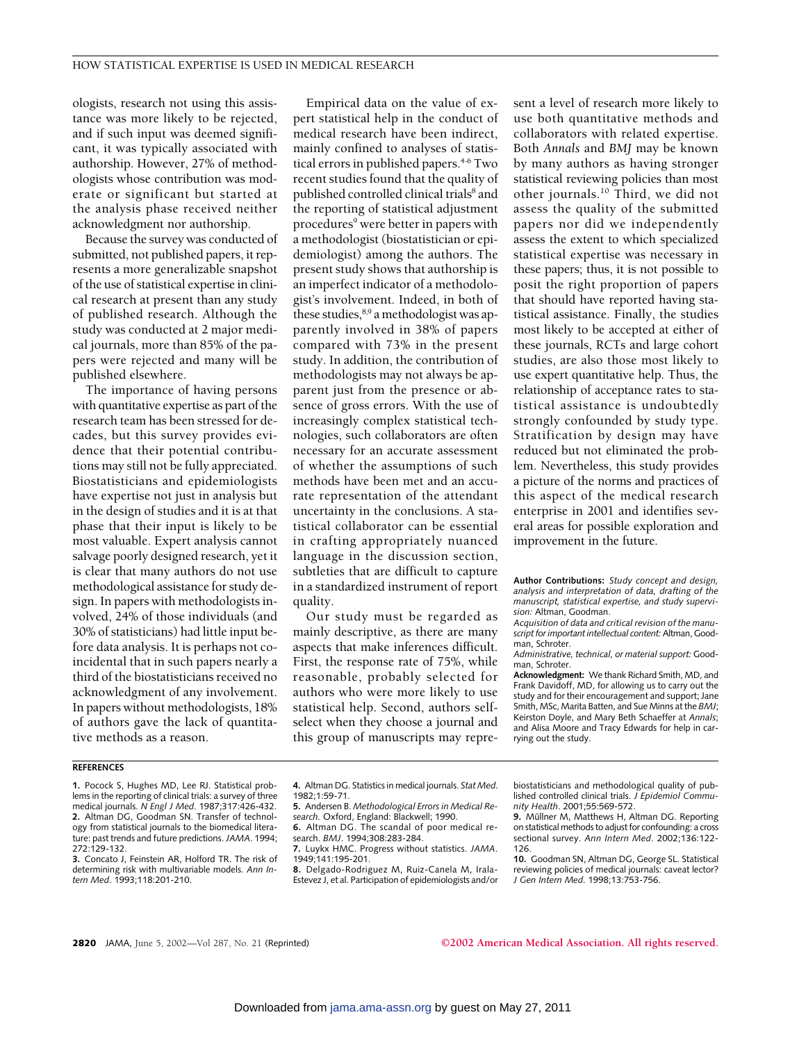ologists, research not using this assistance was more likely to be rejected, and if such input was deemed significant, it was typically associated with authorship. However, 27% of methodologists whose contribution was moderate or significant but started at the analysis phase received neither acknowledgment nor authorship.

Because the survey was conducted of submitted, not published papers, it represents a more generalizable snapshot of the use of statistical expertise in clinical research at present than any study of published research. Although the study was conducted at 2 major medical journals, more than 85% of the papers were rejected and many will be published elsewhere.

The importance of having persons with quantitative expertise as part of the research team has been stressed for decades, but this survey provides evidence that their potential contributions may still not be fully appreciated. Biostatisticians and epidemiologists have expertise not just in analysis but in the design of studies and it is at that phase that their input is likely to be most valuable. Expert analysis cannot salvage poorly designed research, yet it is clear that many authors do not use methodological assistance for study design. In papers with methodologists involved, 24% of those individuals (and 30% of statisticians) had little input before data analysis. It is perhaps not coincidental that in such papers nearly a third of the biostatisticians received no acknowledgment of any involvement. In papers without methodologists, 18% of authors gave the lack of quantitative methods as a reason.

Empirical data on the value of expert statistical help in the conduct of medical research have been indirect, mainly confined to analyses of statistical errors in published papers.[4-6] Two recent studies found that the quality of published controlled clinical trials[8] and the reporting of statistical adjustment procedures[9] were better in papers with a methodologist (biostatistician or epidemiologist) among the authors. The present study shows that authorship is an imperfect indicator of a methodologist's involvement. Indeed, in both of these studies,[8,9] a methodologist was apparently involved in 38% of papers compared with 73% in the present study. In addition, the contribution of methodologists may not always be apparent just from the presence or absence of gross errors. With the use of increasingly complex statistical technologies, such collaborators are often necessary for an accurate assessment of whether the assumptions of such methods have been met and an accurate representation of the attendant uncertainty in the conclusions. A statistical collaborator can be essential in crafting appropriately nuanced language in the discussion section, subtleties that are difficult to capture in a standardized instrument of report quality.

Our study must be regarded as mainly descriptive, as there are many aspects that make inferences difficult. First, the response rate of 75%, while reasonable, probably selected for authors who were more likely to use statistical help. Second, authors self-select when they choose a journal and this group of manuscripts may represent a level of research more likely to use both quantitative methods and collaborators with related expertise. Both *Annals* and *BMJ* may be known by many authors as having stronger statistical reviewing policies than most other journals.[10] Third, we did not assess the quality of the submitted papers nor did we independently assess the extent to which specialized statistical expertise was necessary in these papers; thus, it is not possible to posit the right proportion of papers that should have reported having statistical assistance. Finally, the studies most likely to be accepted at either of these journals, RCTs and large cohort studies, are also those most likely to use expert quantitative help. Thus, the relationship of acceptance rates to statistical assistance is undoubtedly strongly confounded by study type. Stratification by design may have reduced but not eliminated the problem. Nevertheless, this study provides a picture of the norms and practices of this aspect of the medical research enterprise in 2001 and identifies several areas for possible exploration and improvement in the future.

**Author Contributions:** *Study concept and design, analysis and interpretation of data, drafting of the manuscript, statistical expertise, and study supervision:* Altman, Goodman.

*Acquisition of data and critical revision of the manuscript for important intellectual content:* Altman, Goodman, Schroter.

*Administrative, technical, or material support:* Goodman, Schroter.

**Acknowledgment:** We thank Richard Smith, MD, and Frank Davidoff, MD, for allowing us to carry out the study and for their encouragement and support; Jane Smith, MSc, Marita Batten, and Sue Minns at the *BMJ*; Keirston Doyle, and Mary Beth Schaeffer at *Annals*; and Alisa Moore and Tracy Edwards for help in carrying out the study.

## REFERENCES

1. Pocock S, Hughes MD, Lee RJ. Statistical problems in the reporting of clinical trials: a survey of three medical journals. *N Engl J Med*. 1987;317:426-432.
2. Altman DG, Goodman SN. Transfer of technology from statistical journals to the biomedical literature: past trends and future predictions. *JAMA*. 1994; 272:129-132.
3. Concato J, Feinstein AR, Holford TR. The risk of determining risk with multivariable models. *Ann Intern Med*. 1993;118:201-210.
4. Altman DG. Statistics in medical journals. *Stat Med*. 1982;1:59-71.
5. Andersen B. *Methodological Errors in Medical Research*. Oxford, England: Blackwell; 1990.
6. Altman DG. The scandal of poor medical research. *BMJ*. 1994;308:283-284.
7. Luykx HMC. Progress without statistics. *JAMA*. 1949;141:195-201.
8. Delgado-Rodriguez M, Ruiz-Canela M, Irala-Estevez J, et al. Participation of epidemiologists and/or biostatisticians and methodological quality of published controlled clinical trials. *J Epidemiol Community Health*. 2001;55:569-572.
9. Müllner M, Matthews H, Altman DG. Reporting on statistical methods to adjust for confounding: a cross sectional survey. *Ann Intern Med*. 2002;136:122-126.
10. Goodman SN, Altman DG, George SL. Statistical reviewing policies of medical journals: caveat lector? *J Gen Intern Med*. 1998;13:753-756.